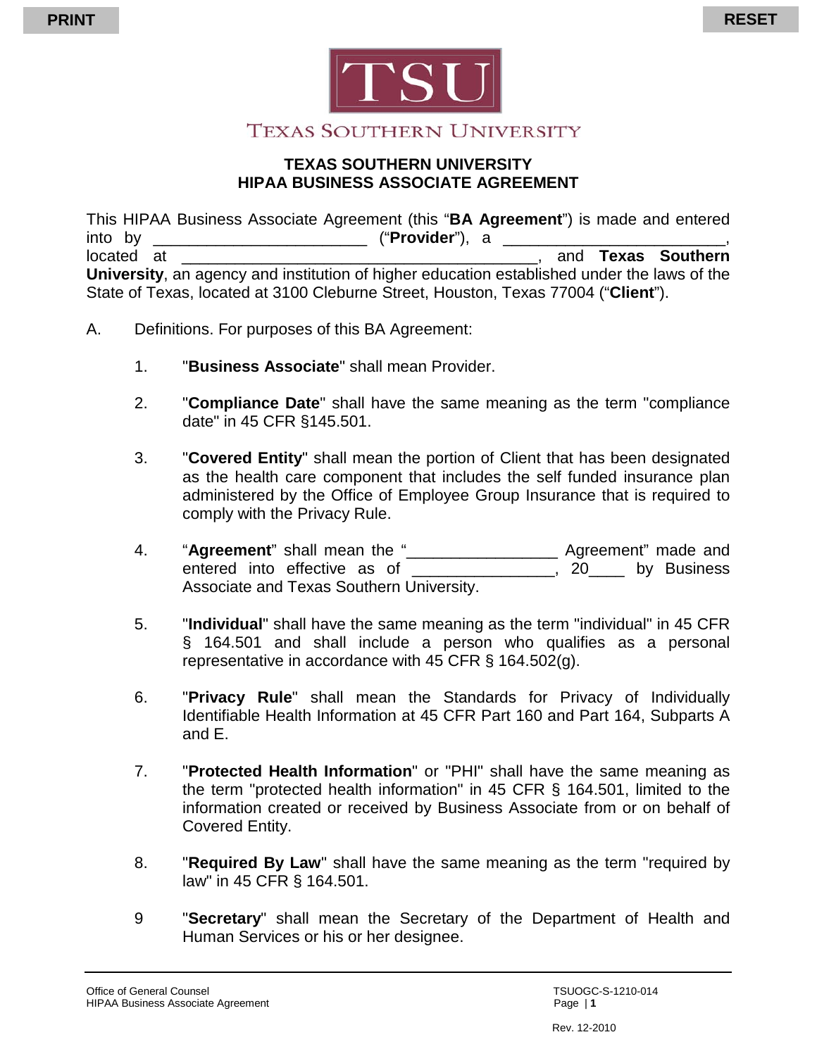TEXAS SOUTHERN UNIVERSITY

# TEXAS SOUTHERN UNIVERSITY
# HIPAA BUSINESS ASSOCIATE AGREEMENT

This HIPAA Business Associate Agreement (this "**BA Agreement**") is made and entered into by _______________________ ("**Provider**"), a _________________________, located at _____________________________________, and **Texas Southern University**, an agency and institution of higher education established under the laws of the State of Texas, located at 3100 Cleburne Street, Houston, Texas 77004 ("**Client**").

A. Definitions. For purposes of this BA Agreement:

1. "**Business Associate**" shall mean Provider.

2. "**Compliance Date**" shall have the same meaning as the term "compliance date" in 45 CFR §145.501.

3. "**Covered Entity**" shall mean the portion of Client that has been designated as the health care component that includes the self funded insurance plan administered by the Office of Employee Group Insurance that is required to comply with the Privacy Rule.

4. "**Agreement**" shall mean the "_________________ Agreement" made and entered into effective as of ________________, 20____ by Business Associate and Texas Southern University.

5. "**Individual**" shall have the same meaning as the term "individual" in 45 CFR § 164.501 and shall include a person who qualifies as a personal representative in accordance with 45 CFR § 164.502(g).

6. "**Privacy Rule**" shall mean the Standards for Privacy of Individually Identifiable Health Information at 45 CFR Part 160 and Part 164, Subparts A and E.

7. "**Protected Health Information**" or "PHI" shall have the same meaning as the term "protected health information" in 45 CFR § 164.501, limited to the information created or received by Business Associate from or on behalf of Covered Entity.

8. "**Required By Law**" shall have the same meaning as the term "required by law" in 45 CFR § 164.501.

9 "**Secretary**" shall mean the Secretary of the Department of Health and Human Services or his or her designee.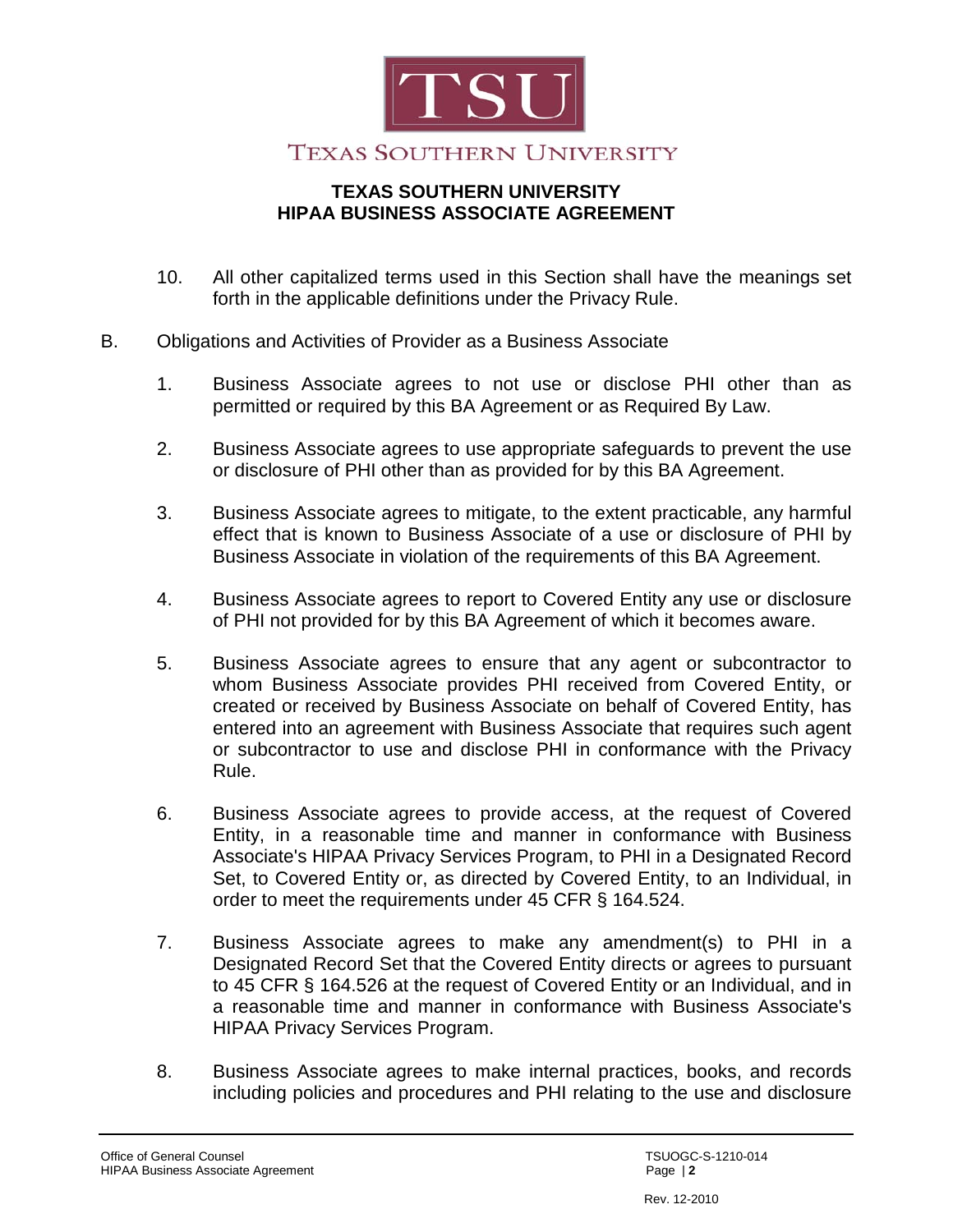10. All other capitalized terms used in this Section shall have the meanings set forth in the applicable definitions under the Privacy Rule.

B. Obligations and Activities of Provider as a Business Associate

1. Business Associate agrees to not use or disclose PHI other than as permitted or required by this BA Agreement or as Required By Law.

2. Business Associate agrees to use appropriate safeguards to prevent the use or disclosure of PHI other than as provided for by this BA Agreement.

3. Business Associate agrees to mitigate, to the extent practicable, any harmful effect that is known to Business Associate of a use or disclosure of PHI by Business Associate in violation of the requirements of this BA Agreement.

4. Business Associate agrees to report to Covered Entity any use or disclosure of PHI not provided for by this BA Agreement of which it becomes aware.

5. Business Associate agrees to ensure that any agent or subcontractor to whom Business Associate provides PHI received from Covered Entity, or created or received by Business Associate on behalf of Covered Entity, has entered into an agreement with Business Associate that requires such agent or subcontractor to use and disclose PHI in conformance with the Privacy Rule.

6. Business Associate agrees to provide access, at the request of Covered Entity, in a reasonable time and manner in conformance with Business Associate's HIPAA Privacy Services Program, to PHI in a Designated Record Set, to Covered Entity or, as directed by Covered Entity, to an Individual, in order to meet the requirements under 45 CFR § 164.524.

7. Business Associate agrees to make any amendment(s) to PHI in a Designated Record Set that the Covered Entity directs or agrees to pursuant to 45 CFR § 164.526 at the request of Covered Entity or an Individual, and in a reasonable time and manner in conformance with Business Associate's HIPAA Privacy Services Program.

8. Business Associate agrees to make internal practices, books, and records including policies and procedures and PHI relating to the use and disclosure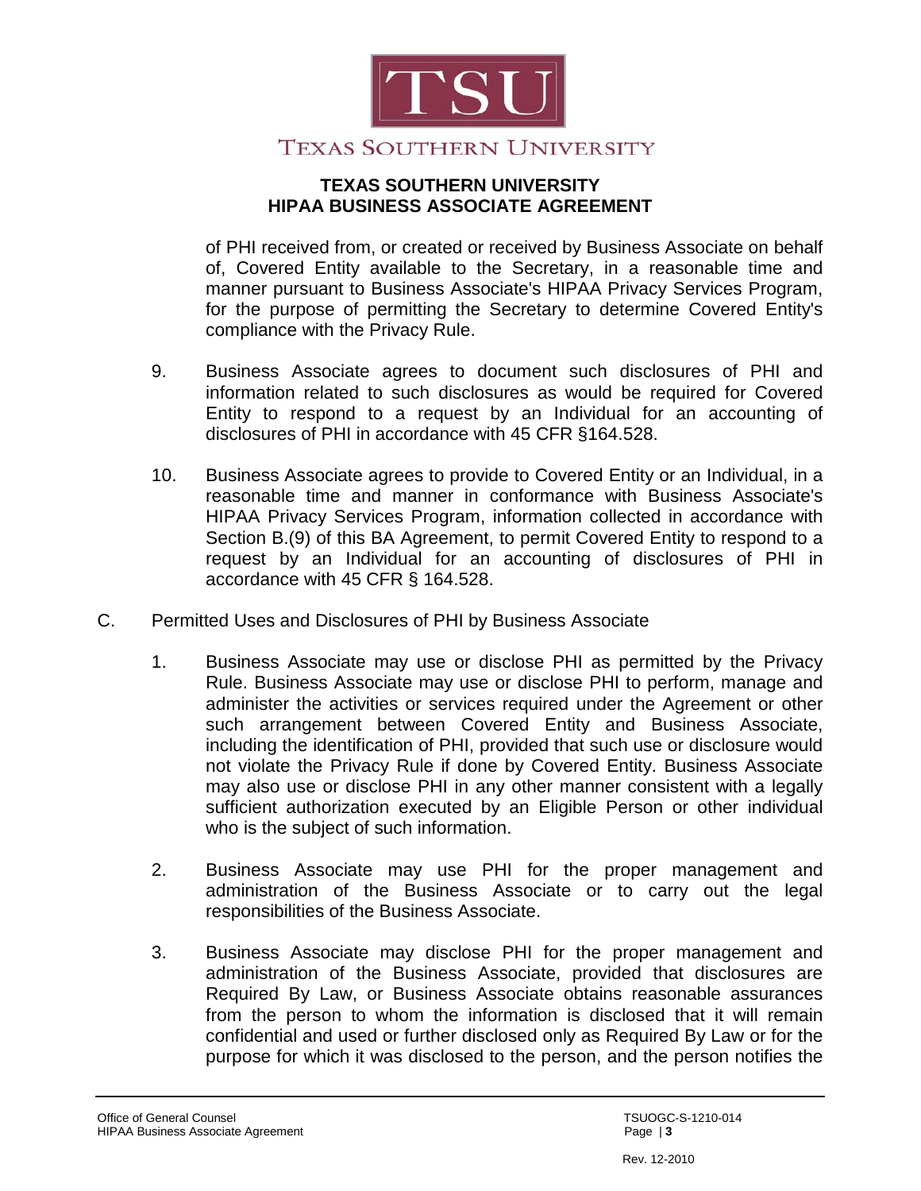of PHI received from, or created or received by Business Associate on behalf of, Covered Entity available to the Secretary, in a reasonable time and manner pursuant to Business Associate's HIPAA Privacy Services Program, for the purpose of permitting the Secretary to determine Covered Entity's compliance with the Privacy Rule.

9. Business Associate agrees to document such disclosures of PHI and information related to such disclosures as would be required for Covered Entity to respond to a request by an Individual for an accounting of disclosures of PHI in accordance with 45 CFR §164.528.

10. Business Associate agrees to provide to Covered Entity or an Individual, in a reasonable time and manner in conformance with Business Associate's HIPAA Privacy Services Program, information collected in accordance with Section B.(9) of this BA Agreement, to permit Covered Entity to respond to a request by an Individual for an accounting of disclosures of PHI in accordance with 45 CFR § 164.528.

C. Permitted Uses and Disclosures of PHI by Business Associate

1. Business Associate may use or disclose PHI as permitted by the Privacy Rule. Business Associate may use or disclose PHI to perform, manage and administer the activities or services required under the Agreement or other such arrangement between Covered Entity and Business Associate, including the identification of PHI, provided that such use or disclosure would not violate the Privacy Rule if done by Covered Entity. Business Associate may also use or disclose PHI in any other manner consistent with a legally sufficient authorization executed by an Eligible Person or other individual who is the subject of such information.

2. Business Associate may use PHI for the proper management and administration of the Business Associate or to carry out the legal responsibilities of the Business Associate.

3. Business Associate may disclose PHI for the proper management and administration of the Business Associate, provided that disclosures are Required By Law, or Business Associate obtains reasonable assurances from the person to whom the information is disclosed that it will remain confidential and used or further disclosed only as Required By Law or for the purpose for which it was disclosed to the person, and the person notifies the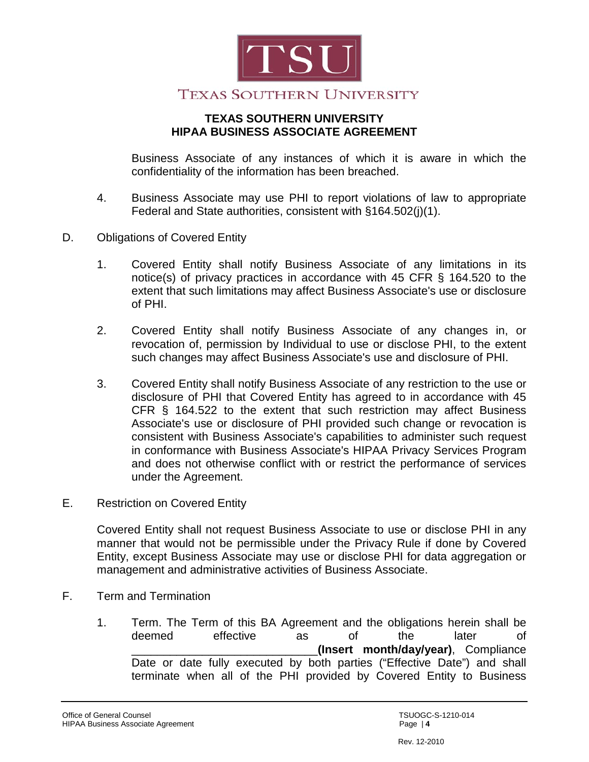Business Associate of any instances of which it is aware in which the confidentiality of the information has been breached.

4. Business Associate may use PHI to report violations of law to appropriate Federal and State authorities, consistent with §164.502(j)(1).

D. Obligations of Covered Entity

1. Covered Entity shall notify Business Associate of any limitations in its notice(s) of privacy practices in accordance with 45 CFR § 164.520 to the extent that such limitations may affect Business Associate's use or disclosure of PHI.

2. Covered Entity shall notify Business Associate of any changes in, or revocation of, permission by Individual to use or disclose PHI, to the extent such changes may affect Business Associate's use and disclosure of PHI.

3. Covered Entity shall notify Business Associate of any restriction to the use or disclosure of PHI that Covered Entity has agreed to in accordance with 45 CFR § 164.522 to the extent that such restriction may affect Business Associate's use or disclosure of PHI provided such change or revocation is consistent with Business Associate's capabilities to administer such request in conformance with Business Associate's HIPAA Privacy Services Program and does not otherwise conflict with or restrict the performance of services under the Agreement.

E. Restriction on Covered Entity

Covered Entity shall not request Business Associate to use or disclose PHI in any manner that would not be permissible under the Privacy Rule if done by Covered Entity, except Business Associate may use or disclose PHI for data aggregation or management and administrative activities of Business Associate.

F. Term and Termination

1. Term. The Term of this BA Agreement and the obligations herein shall be deemed effective as of the later of ____________________________**(Insert month/day/year)**, Compliance Date or date fully executed by both parties ("Effective Date") and shall terminate when all of the PHI provided by Covered Entity to Business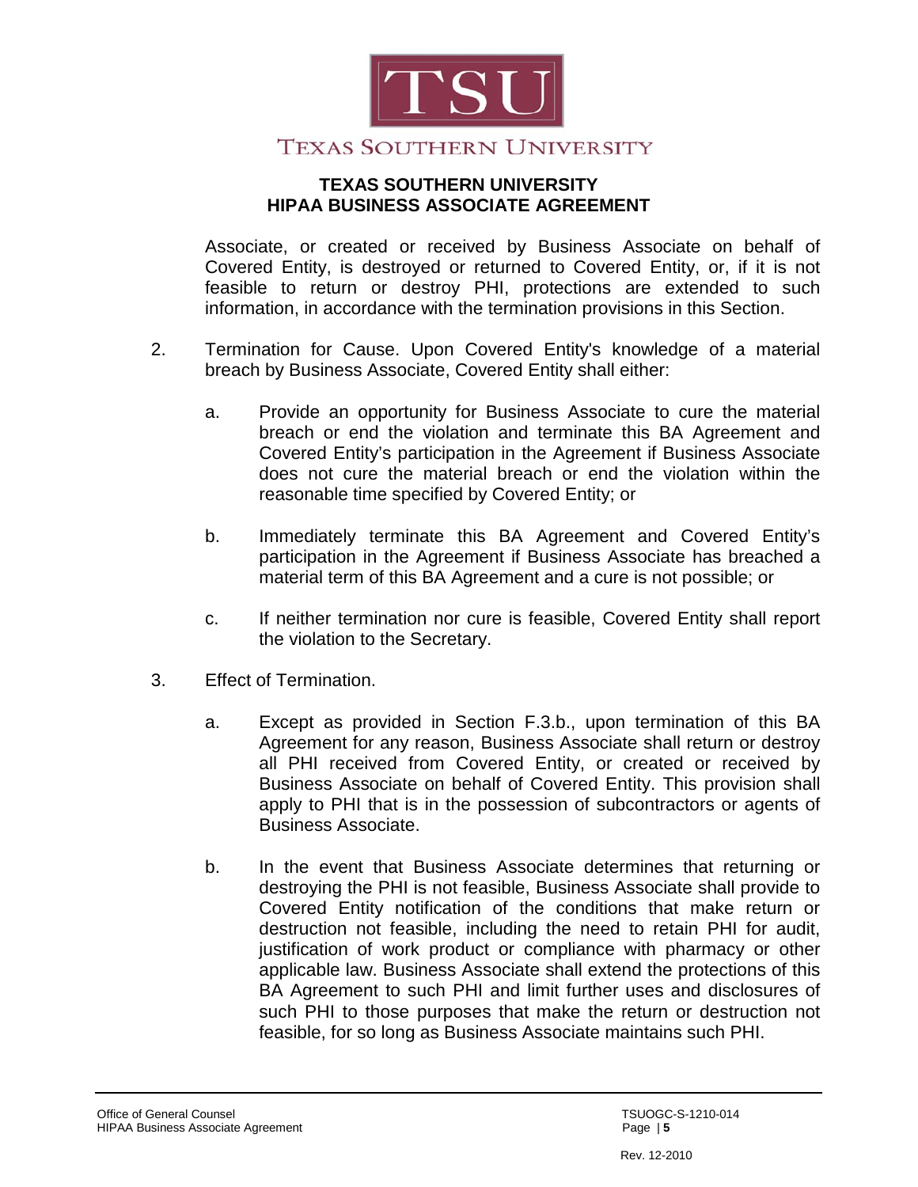Associate, or created or received by Business Associate on behalf of Covered Entity, is destroyed or returned to Covered Entity, or, if it is not feasible to return or destroy PHI, protections are extended to such information, in accordance with the termination provisions in this Section.

2. Termination for Cause. Upon Covered Entity's knowledge of a material breach by Business Associate, Covered Entity shall either:

   a. Provide an opportunity for Business Associate to cure the material breach or end the violation and terminate this BA Agreement and Covered Entity's participation in the Agreement if Business Associate does not cure the material breach or end the violation within the reasonable time specified by Covered Entity; or

   b. Immediately terminate this BA Agreement and Covered Entity's participation in the Agreement if Business Associate has breached a material term of this BA Agreement and a cure is not possible; or

   c. If neither termination nor cure is feasible, Covered Entity shall report the violation to the Secretary.

3. Effect of Termination.

   a. Except as provided in Section F.3.b., upon termination of this BA Agreement for any reason, Business Associate shall return or destroy all PHI received from Covered Entity, or created or received by Business Associate on behalf of Covered Entity. This provision shall apply to PHI that is in the possession of subcontractors or agents of Business Associate.

   b. In the event that Business Associate determines that returning or destroying the PHI is not feasible, Business Associate shall provide to Covered Entity notification of the conditions that make return or destruction not feasible, including the need to retain PHI for audit, justification of work product or compliance with pharmacy or other applicable law. Business Associate shall extend the protections of this BA Agreement to such PHI and limit further uses and disclosures of such PHI to those purposes that make the return or destruction not feasible, for so long as Business Associate maintains such PHI.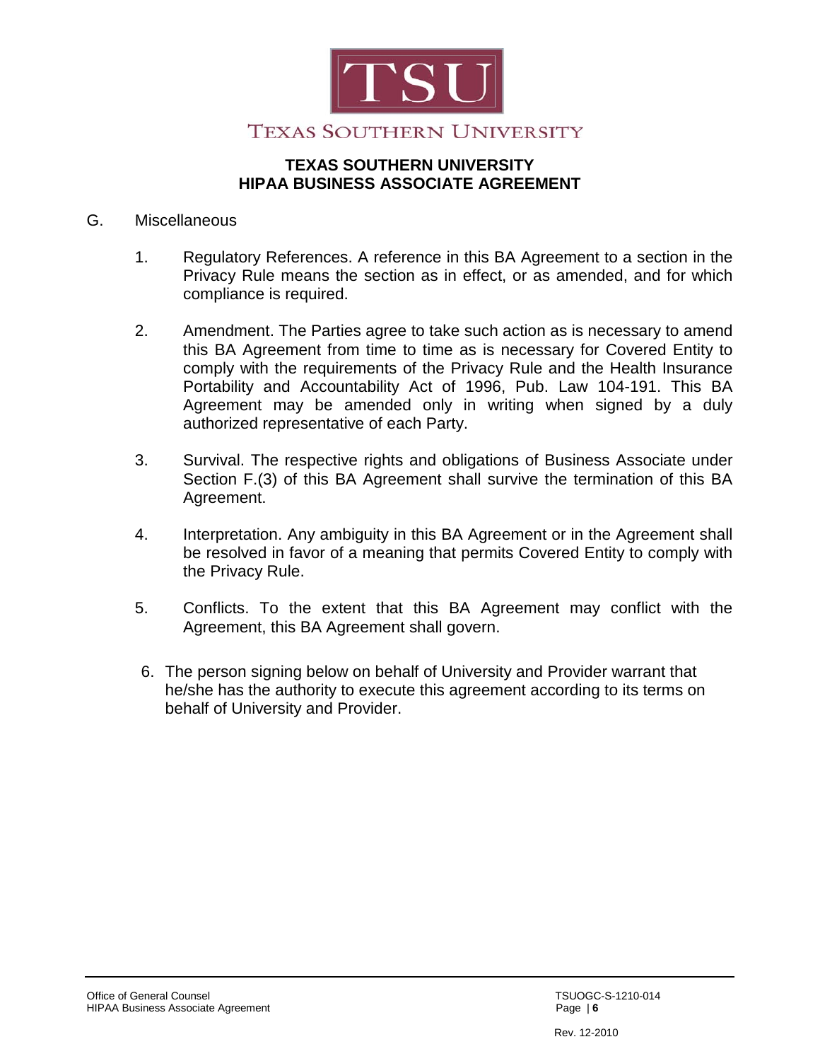# TEXAS SOUTHERN UNIVERSITY
## HIPAA BUSINESS ASSOCIATE AGREEMENT

G. Miscellaneous

1. Regulatory References. A reference in this BA Agreement to a section in the Privacy Rule means the section as in effect, or as amended, and for which compliance is required.

2. Amendment. The Parties agree to take such action as is necessary to amend this BA Agreement from time to time as is necessary for Covered Entity to comply with the requirements of the Privacy Rule and the Health Insurance Portability and Accountability Act of 1996, Pub. Law 104-191. This BA Agreement may be amended only in writing when signed by a duly authorized representative of each Party.

3. Survival. The respective rights and obligations of Business Associate under Section F.(3) of this BA Agreement shall survive the termination of this BA Agreement.

4. Interpretation. Any ambiguity in this BA Agreement or in the Agreement shall be resolved in favor of a meaning that permits Covered Entity to comply with the Privacy Rule.

5. Conflicts. To the extent that this BA Agreement may conflict with the Agreement, this BA Agreement shall govern.

6. The person signing below on behalf of University and Provider warrant that he/she has the authority to execute this agreement according to its terms on behalf of University and Provider.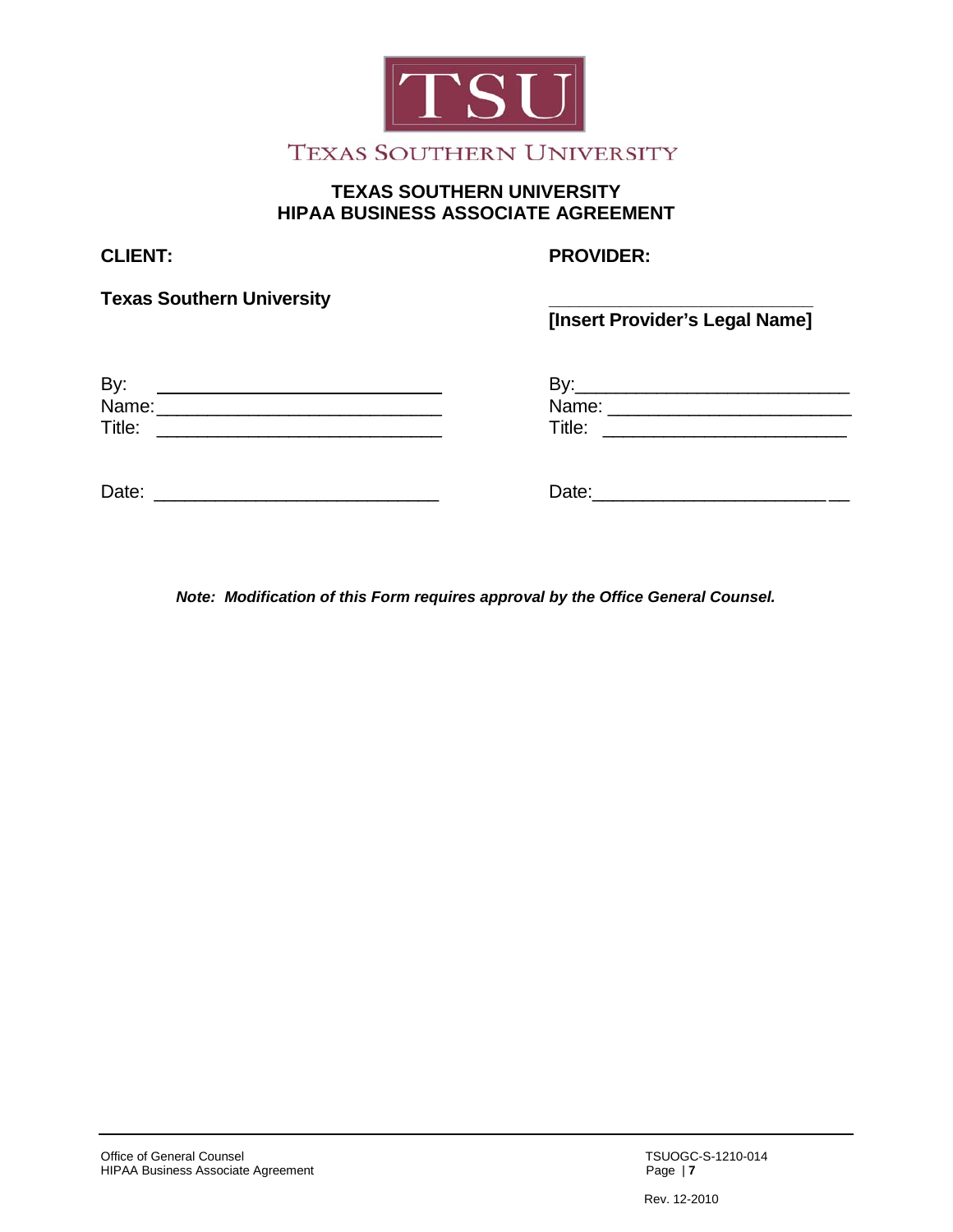TSU

TEXAS SOUTHERN UNIVERSITY

## TEXAS SOUTHERN UNIVERSITY
## HIPAA BUSINESS ASSOCIATE AGREEMENT

| **CLIENT:** | **PROVIDER:** |
|---|---|
| **Texas Southern University** | ___________________________ **[Insert Provider's Legal Name]** |
| By: ___________________________ | By: ___________________________ |
| Name: ___________________________ | Name: ___________________________ |
| Title: ___________________________ | Title: ___________________________ |
| Date: ___________________________ | Date: ___________________________ |

***Note: Modification of this Form requires approval by the Office General Counsel.***

Office of General Counsel
HIPAA Business Associate Agreement

TSUOGC-S-1210-014

Rev. 12-2010